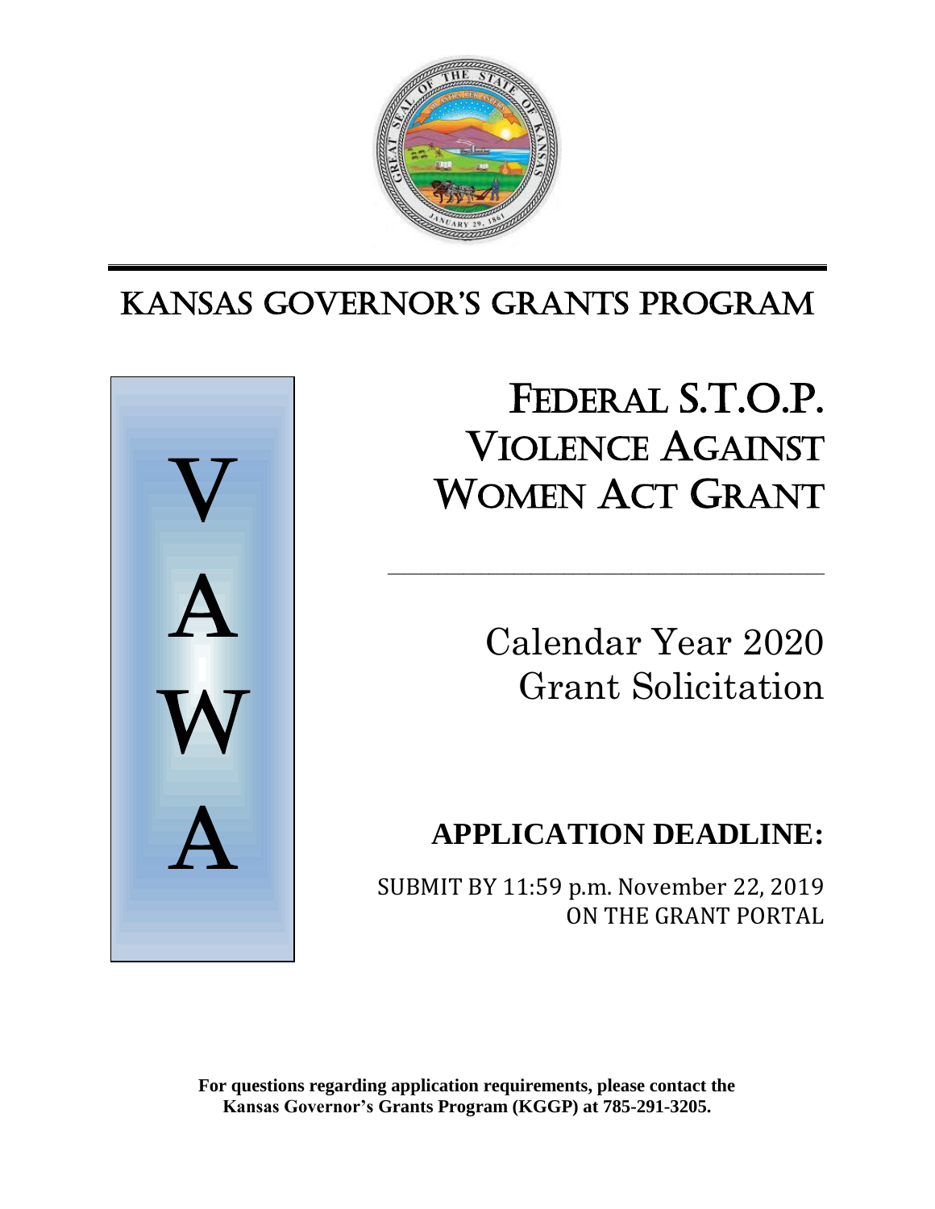# KANSAS GOVERNOR'S GRANTS PROGRAM

V
A
W
A

# FEDERAL S.T.O.P. VIOLENCE AGAINST WOMEN ACT GRANT

---

## Calendar Year 2020 Grant Solicitation

## APPLICATION DEADLINE:

SUBMIT BY 11:59 p.m. November 22, 2019 ON THE GRANT PORTAL

**For questions regarding application requirements, please contact the Kansas Governor's Grants Program (KGGP) at 785-291-3205.**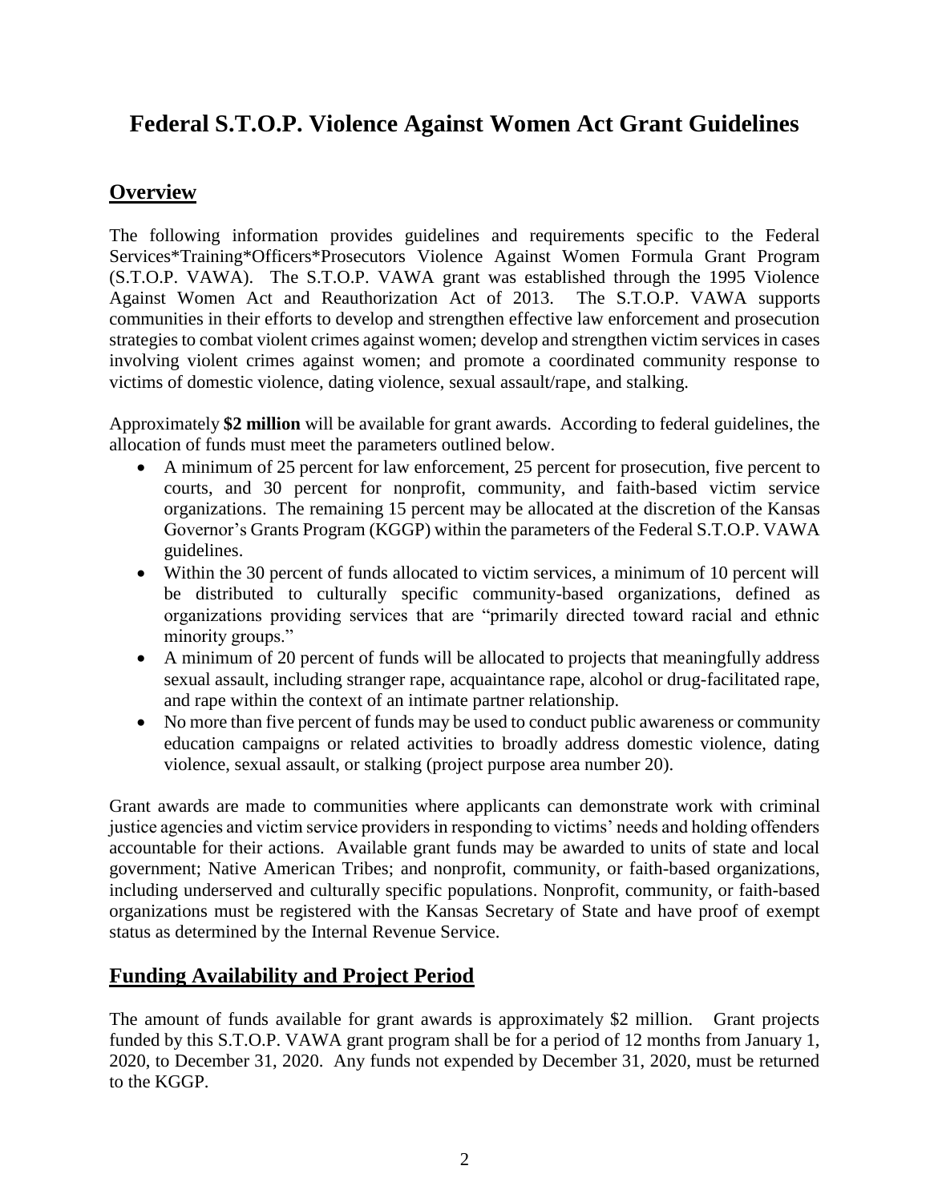# Federal S.T.O.P. Violence Against Women Act Grant Guidelines

## Overview

The following information provides guidelines and requirements specific to the Federal Services*Training*Officers*Prosecutors Violence Against Women Formula Grant Program (S.T.O.P. VAWA). The S.T.O.P. VAWA grant was established through the 1995 Violence Against Women Act and Reauthorization Act of 2013. The S.T.O.P. VAWA supports communities in their efforts to develop and strengthen effective law enforcement and prosecution strategies to combat violent crimes against women; develop and strengthen victim services in cases involving violent crimes against women; and promote a coordinated community response to victims of domestic violence, dating violence, sexual assault/rape, and stalking.

Approximately **$2 million** will be available for grant awards. According to federal guidelines, the allocation of funds must meet the parameters outlined below.

- A minimum of 25 percent for law enforcement, 25 percent for prosecution, five percent to courts, and 30 percent for nonprofit, community, and faith-based victim service organizations. The remaining 15 percent may be allocated at the discretion of the Kansas Governor's Grants Program (KGGP) within the parameters of the Federal S.T.O.P. VAWA guidelines.
- Within the 30 percent of funds allocated to victim services, a minimum of 10 percent will be distributed to culturally specific community-based organizations, defined as organizations providing services that are "primarily directed toward racial and ethnic minority groups."
- A minimum of 20 percent of funds will be allocated to projects that meaningfully address sexual assault, including stranger rape, acquaintance rape, alcohol or drug-facilitated rape, and rape within the context of an intimate partner relationship.
- No more than five percent of funds may be used to conduct public awareness or community education campaigns or related activities to broadly address domestic violence, dating violence, sexual assault, or stalking (project purpose area number 20).

Grant awards are made to communities where applicants can demonstrate work with criminal justice agencies and victim service providers in responding to victims' needs and holding offenders accountable for their actions. Available grant funds may be awarded to units of state and local government; Native American Tribes; and nonprofit, community, or faith-based organizations, including underserved and culturally specific populations. Nonprofit, community, or faith-based organizations must be registered with the Kansas Secretary of State and have proof of exempt status as determined by the Internal Revenue Service.

## Funding Availability and Project Period

The amount of funds available for grant awards is approximately $2 million. Grant projects funded by this S.T.O.P. VAWA grant program shall be for a period of 12 months from January 1, 2020, to December 31, 2020. Any funds not expended by December 31, 2020, must be returned to the KGGP.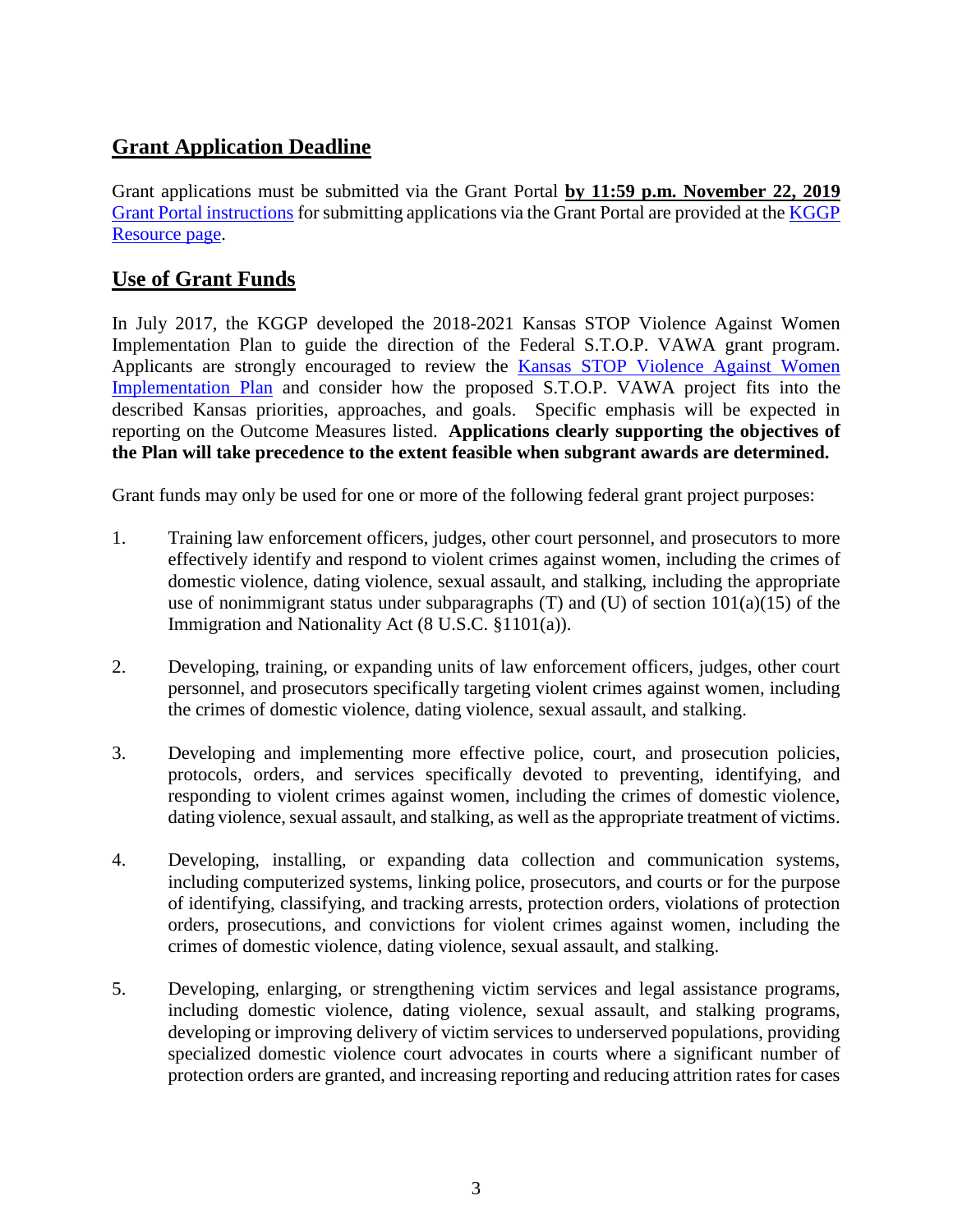## Grant Application Deadline

Grant applications must be submitted via the Grant Portal **by 11:59 p.m. November 22, 2019** [Grant Portal instructions] for submitting applications via the Grant Portal are provided at the [KGGP Resource page].

## Use of Grant Funds

In July 2017, the KGGP developed the 2018-2021 Kansas STOP Violence Against Women Implementation Plan to guide the direction of the Federal S.T.O.P. VAWA grant program. Applicants are strongly encouraged to review the [Kansas STOP Violence Against Women Implementation Plan] and consider how the proposed S.T.O.P. VAWA project fits into the described Kansas priorities, approaches, and goals. Specific emphasis will be expected in reporting on the Outcome Measures listed. **Applications clearly supporting the objectives of the Plan will take precedence to the extent feasible when subgrant awards are determined.**

Grant funds may only be used for one or more of the following federal grant project purposes:

1. Training law enforcement officers, judges, other court personnel, and prosecutors to more effectively identify and respond to violent crimes against women, including the crimes of domestic violence, dating violence, sexual assault, and stalking, including the appropriate use of nonimmigrant status under subparagraphs (T) and (U) of section 101(a)(15) of the Immigration and Nationality Act (8 U.S.C. §1101(a)).

2. Developing, training, or expanding units of law enforcement officers, judges, other court personnel, and prosecutors specifically targeting violent crimes against women, including the crimes of domestic violence, dating violence, sexual assault, and stalking.

3. Developing and implementing more effective police, court, and prosecution policies, protocols, orders, and services specifically devoted to preventing, identifying, and responding to violent crimes against women, including the crimes of domestic violence, dating violence, sexual assault, and stalking, as well as the appropriate treatment of victims.

4. Developing, installing, or expanding data collection and communication systems, including computerized systems, linking police, prosecutors, and courts or for the purpose of identifying, classifying, and tracking arrests, protection orders, violations of protection orders, prosecutions, and convictions for violent crimes against women, including the crimes of domestic violence, dating violence, sexual assault, and stalking.

5. Developing, enlarging, or strengthening victim services and legal assistance programs, including domestic violence, dating violence, sexual assault, and stalking programs, developing or improving delivery of victim services to underserved populations, providing specialized domestic violence court advocates in courts where a significant number of protection orders are granted, and increasing reporting and reducing attrition rates for cases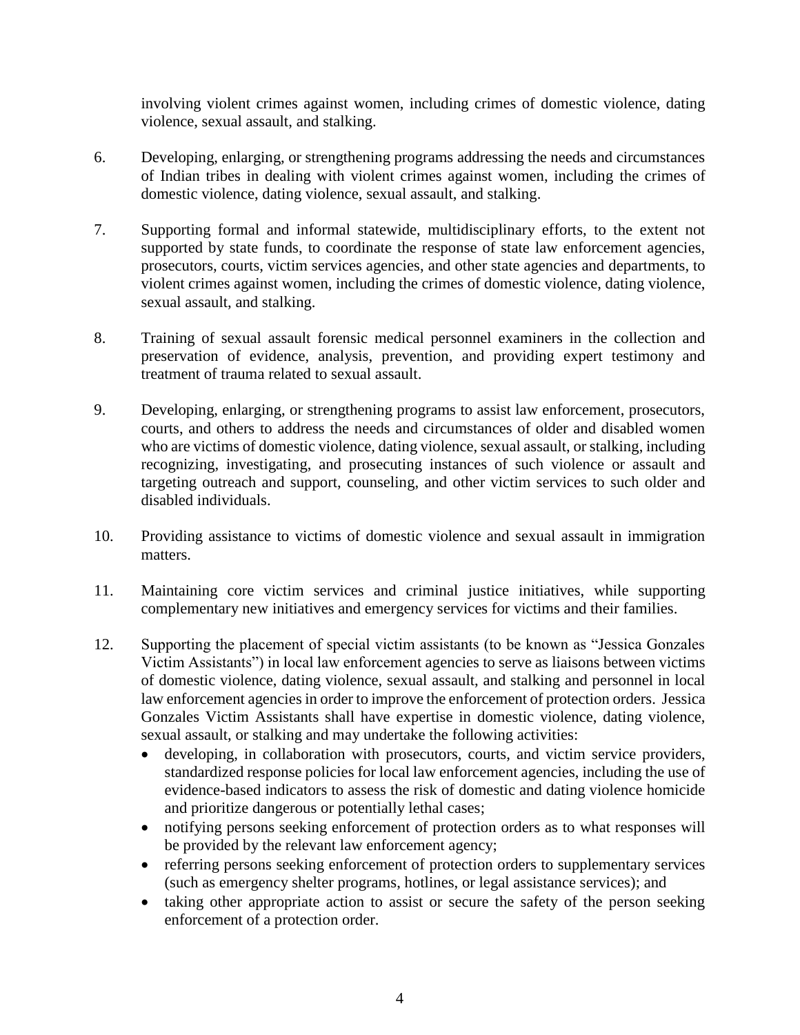involving violent crimes against women, including crimes of domestic violence, dating violence, sexual assault, and stalking.

6. Developing, enlarging, or strengthening programs addressing the needs and circumstances of Indian tribes in dealing with violent crimes against women, including the crimes of domestic violence, dating violence, sexual assault, and stalking.

7. Supporting formal and informal statewide, multidisciplinary efforts, to the extent not supported by state funds, to coordinate the response of state law enforcement agencies, prosecutors, courts, victim services agencies, and other state agencies and departments, to violent crimes against women, including the crimes of domestic violence, dating violence, sexual assault, and stalking.

8. Training of sexual assault forensic medical personnel examiners in the collection and preservation of evidence, analysis, prevention, and providing expert testimony and treatment of trauma related to sexual assault.

9. Developing, enlarging, or strengthening programs to assist law enforcement, prosecutors, courts, and others to address the needs and circumstances of older and disabled women who are victims of domestic violence, dating violence, sexual assault, or stalking, including recognizing, investigating, and prosecuting instances of such violence or assault and targeting outreach and support, counseling, and other victim services to such older and disabled individuals.

10. Providing assistance to victims of domestic violence and sexual assault in immigration matters.

11. Maintaining core victim services and criminal justice initiatives, while supporting complementary new initiatives and emergency services for victims and their families.

12. Supporting the placement of special victim assistants (to be known as "Jessica Gonzales Victim Assistants") in local law enforcement agencies to serve as liaisons between victims of domestic violence, dating violence, sexual assault, and stalking and personnel in local law enforcement agencies in order to improve the enforcement of protection orders. Jessica Gonzales Victim Assistants shall have expertise in domestic violence, dating violence, sexual assault, or stalking and may undertake the following activities:
    - developing, in collaboration with prosecutors, courts, and victim service providers, standardized response policies for local law enforcement agencies, including the use of evidence-based indicators to assess the risk of domestic and dating violence homicide and prioritize dangerous or potentially lethal cases;
    - notifying persons seeking enforcement of protection orders as to what responses will be provided by the relevant law enforcement agency;
    - referring persons seeking enforcement of protection orders to supplementary services (such as emergency shelter programs, hotlines, or legal assistance services); and
    - taking other appropriate action to assist or secure the safety of the person seeking enforcement of a protection order.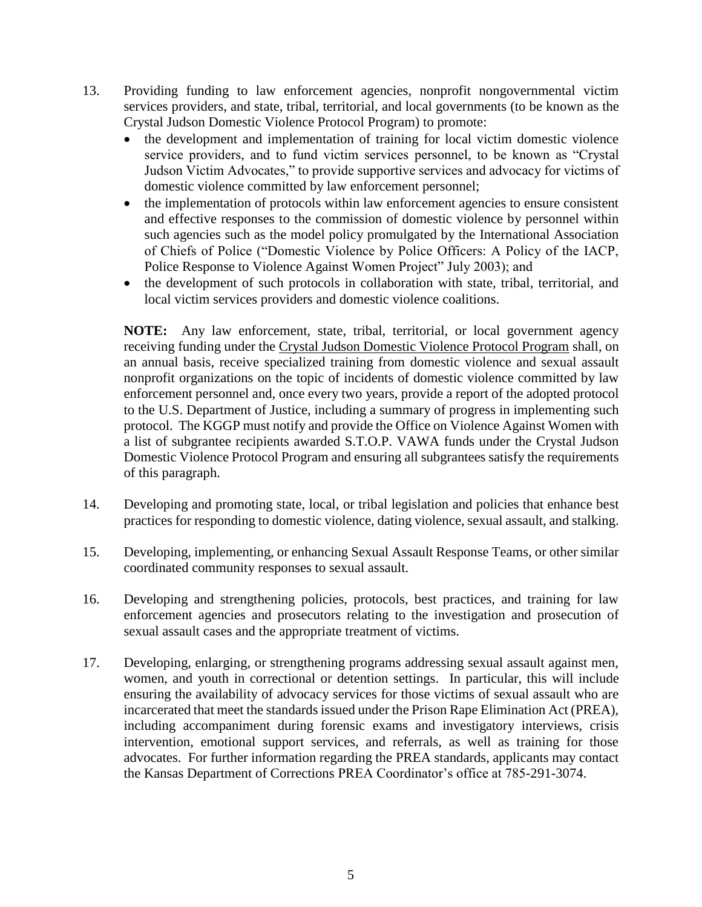13. Providing funding to law enforcement agencies, nonprofit nongovernmental victim services providers, and state, tribal, territorial, and local governments (to be known as the Crystal Judson Domestic Violence Protocol Program) to promote:
    - the development and implementation of training for local victim domestic violence service providers, and to fund victim services personnel, to be known as "Crystal Judson Victim Advocates," to provide supportive services and advocacy for victims of domestic violence committed by law enforcement personnel;
    - the implementation of protocols within law enforcement agencies to ensure consistent and effective responses to the commission of domestic violence by personnel within such agencies such as the model policy promulgated by the International Association of Chiefs of Police ("Domestic Violence by Police Officers: A Policy of the IACP, Police Response to Violence Against Women Project" July 2003); and
    - the development of such protocols in collaboration with state, tribal, territorial, and local victim services providers and domestic violence coalitions.

    **NOTE:** Any law enforcement, state, tribal, territorial, or local government agency receiving funding under the Crystal Judson Domestic Violence Protocol Program shall, on an annual basis, receive specialized training from domestic violence and sexual assault nonprofit organizations on the topic of incidents of domestic violence committed by law enforcement personnel and, once every two years, provide a report of the adopted protocol to the U.S. Department of Justice, including a summary of progress in implementing such protocol. The KGGP must notify and provide the Office on Violence Against Women with a list of subgrantee recipients awarded S.T.O.P. VAWA funds under the Crystal Judson Domestic Violence Protocol Program and ensuring all subgrantees satisfy the requirements of this paragraph.

14. Developing and promoting state, local, or tribal legislation and policies that enhance best practices for responding to domestic violence, dating violence, sexual assault, and stalking.

15. Developing, implementing, or enhancing Sexual Assault Response Teams, or other similar coordinated community responses to sexual assault.

16. Developing and strengthening policies, protocols, best practices, and training for law enforcement agencies and prosecutors relating to the investigation and prosecution of sexual assault cases and the appropriate treatment of victims.

17. Developing, enlarging, or strengthening programs addressing sexual assault against men, women, and youth in correctional or detention settings. In particular, this will include ensuring the availability of advocacy services for those victims of sexual assault who are incarcerated that meet the standards issued under the Prison Rape Elimination Act (PREA), including accompaniment during forensic exams and investigatory interviews, crisis intervention, emotional support services, and referrals, as well as training for those advocates. For further information regarding the PREA standards, applicants may contact the Kansas Department of Corrections PREA Coordinator's office at 785-291-3074.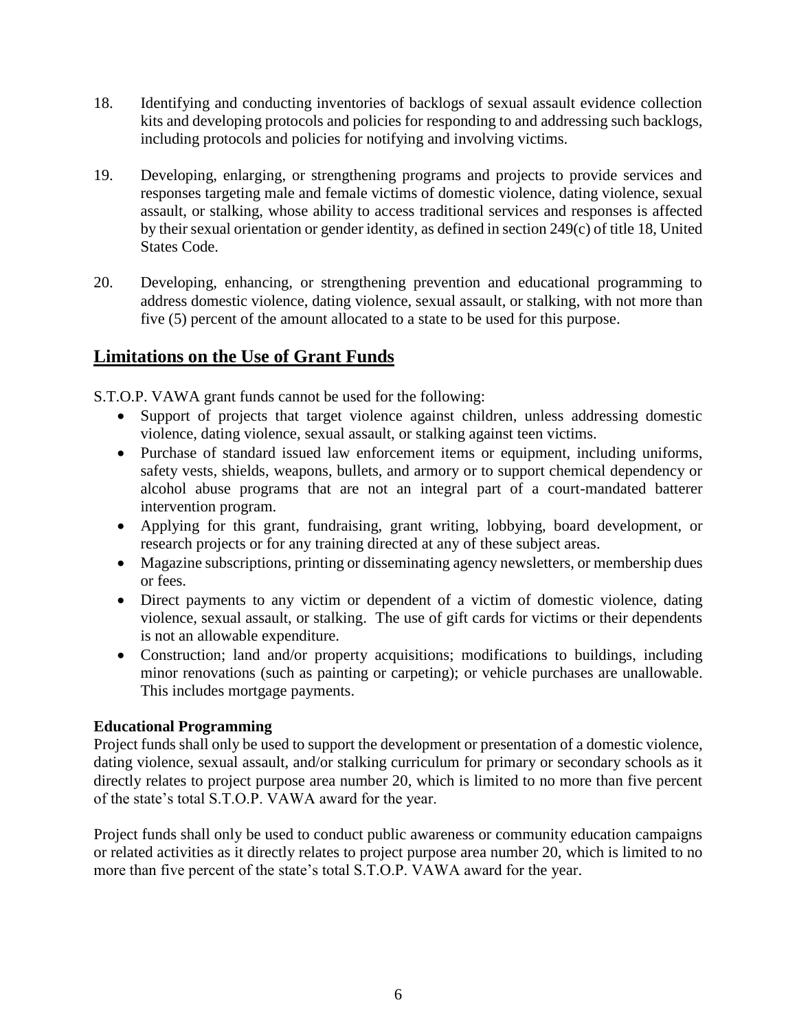18. Identifying and conducting inventories of backlogs of sexual assault evidence collection kits and developing protocols and policies for responding to and addressing such backlogs, including protocols and policies for notifying and involving victims.

19. Developing, enlarging, or strengthening programs and projects to provide services and responses targeting male and female victims of domestic violence, dating violence, sexual assault, or stalking, whose ability to access traditional services and responses is affected by their sexual orientation or gender identity, as defined in section 249(c) of title 18, United States Code.

20. Developing, enhancing, or strengthening prevention and educational programming to address domestic violence, dating violence, sexual assault, or stalking, with not more than five (5) percent of the amount allocated to a state to be used for this purpose.

## Limitations on the Use of Grant Funds

S.T.O.P. VAWA grant funds cannot be used for the following:

- Support of projects that target violence against children, unless addressing domestic violence, dating violence, sexual assault, or stalking against teen victims.
- Purchase of standard issued law enforcement items or equipment, including uniforms, safety vests, shields, weapons, bullets, and armory or to support chemical dependency or alcohol abuse programs that are not an integral part of a court-mandated batterer intervention program.
- Applying for this grant, fundraising, grant writing, lobbying, board development, or research projects or for any training directed at any of these subject areas.
- Magazine subscriptions, printing or disseminating agency newsletters, or membership dues or fees.
- Direct payments to any victim or dependent of a victim of domestic violence, dating violence, sexual assault, or stalking. The use of gift cards for victims or their dependents is not an allowable expenditure.
- Construction; land and/or property acquisitions; modifications to buildings, including minor renovations (such as painting or carpeting); or vehicle purchases are unallowable. This includes mortgage payments.

**Educational Programming**

Project funds shall only be used to support the development or presentation of a domestic violence, dating violence, sexual assault, and/or stalking curriculum for primary or secondary schools as it directly relates to project purpose area number 20, which is limited to no more than five percent of the state's total S.T.O.P. VAWA award for the year.

Project funds shall only be used to conduct public awareness or community education campaigns or related activities as it directly relates to project purpose area number 20, which is limited to no more than five percent of the state's total S.T.O.P. VAWA award for the year.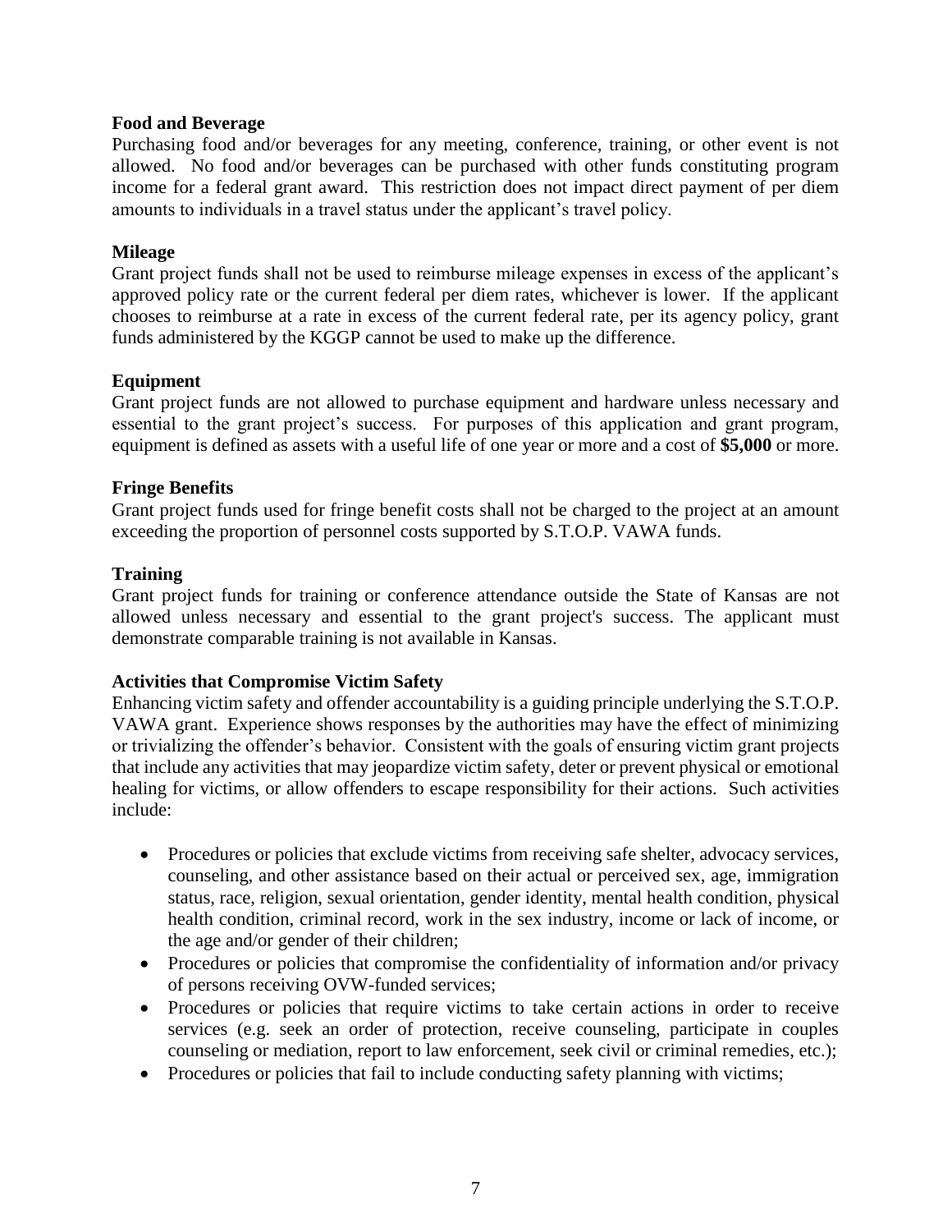**Food and Beverage**

Purchasing food and/or beverages for any meeting, conference, training, or other event is not allowed. No food and/or beverages can be purchased with other funds constituting program income for a federal grant award. This restriction does not impact direct payment of per diem amounts to individuals in a travel status under the applicant's travel policy.

**Mileage**

Grant project funds shall not be used to reimburse mileage expenses in excess of the applicant's approved policy rate or the current federal per diem rates, whichever is lower. If the applicant chooses to reimburse at a rate in excess of the current federal rate, per its agency policy, grant funds administered by the KGGP cannot be used to make up the difference.

**Equipment**

Grant project funds are not allowed to purchase equipment and hardware unless necessary and essential to the grant project's success. For purposes of this application and grant program, equipment is defined as assets with a useful life of one year or more and a cost of **$5,000** or more.

**Fringe Benefits**

Grant project funds used for fringe benefit costs shall not be charged to the project at an amount exceeding the proportion of personnel costs supported by S.T.O.P. VAWA funds.

**Training**

Grant project funds for training or conference attendance outside the State of Kansas are not allowed unless necessary and essential to the grant project's success. The applicant must demonstrate comparable training is not available in Kansas.

**Activities that Compromise Victim Safety**

Enhancing victim safety and offender accountability is a guiding principle underlying the S.T.O.P. VAWA grant. Experience shows responses by the authorities may have the effect of minimizing or trivializing the offender's behavior. Consistent with the goals of ensuring victim grant projects that include any activities that may jeopardize victim safety, deter or prevent physical or emotional healing for victims, or allow offenders to escape responsibility for their actions. Such activities include:

- Procedures or policies that exclude victims from receiving safe shelter, advocacy services, counseling, and other assistance based on their actual or perceived sex, age, immigration status, race, religion, sexual orientation, gender identity, mental health condition, physical health condition, criminal record, work in the sex industry, income or lack of income, or the age and/or gender of their children;
- Procedures or policies that compromise the confidentiality of information and/or privacy of persons receiving OVW-funded services;
- Procedures or policies that require victims to take certain actions in order to receive services (e.g. seek an order of protection, receive counseling, participate in couples counseling or mediation, report to law enforcement, seek civil or criminal remedies, etc.);
- Procedures or policies that fail to include conducting safety planning with victims;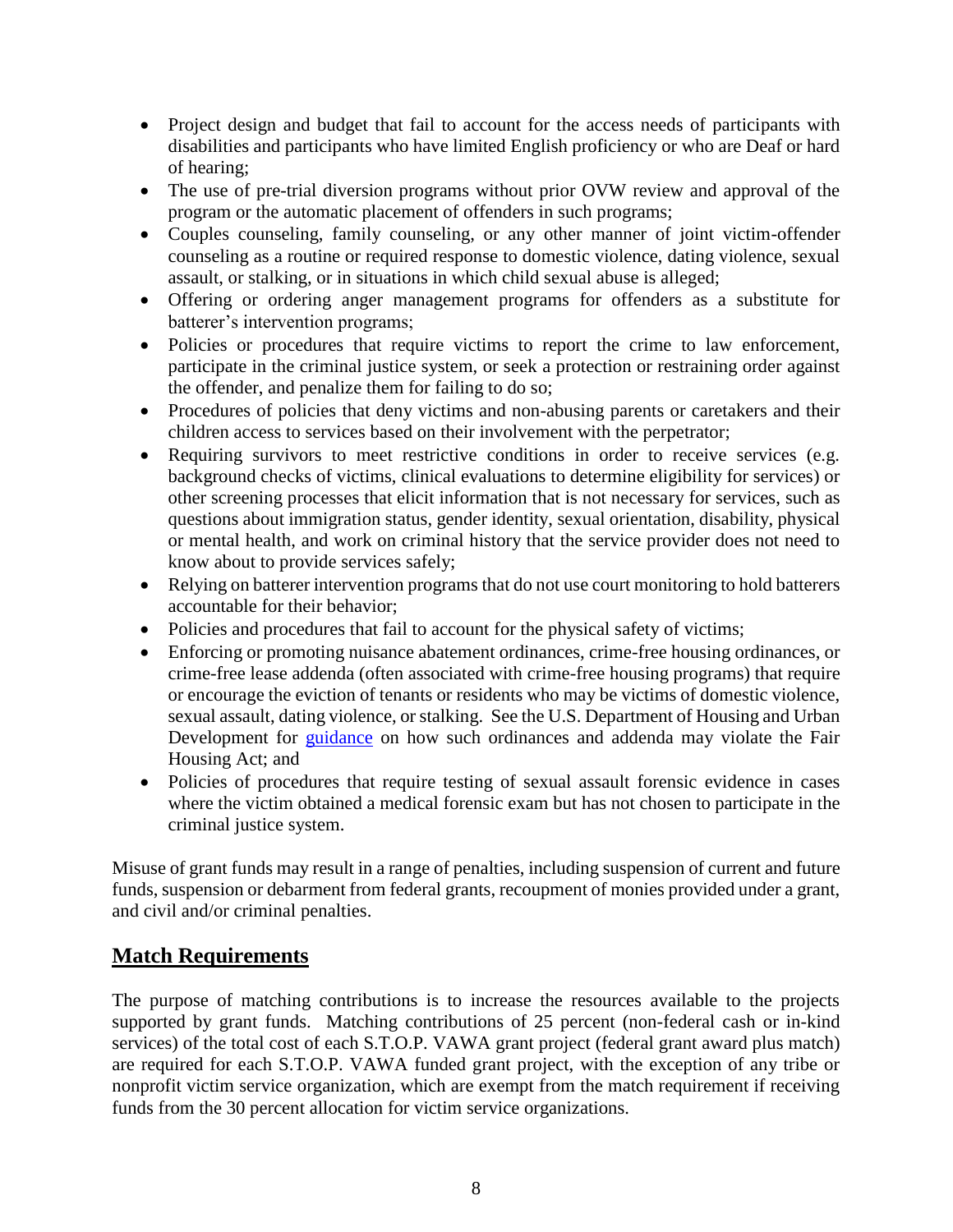- Project design and budget that fail to account for the access needs of participants with disabilities and participants who have limited English proficiency or who are Deaf or hard of hearing;
- The use of pre-trial diversion programs without prior OVW review and approval of the program or the automatic placement of offenders in such programs;
- Couples counseling, family counseling, or any other manner of joint victim-offender counseling as a routine or required response to domestic violence, dating violence, sexual assault, or stalking, or in situations in which child sexual abuse is alleged;
- Offering or ordering anger management programs for offenders as a substitute for batterer's intervention programs;
- Policies or procedures that require victims to report the crime to law enforcement, participate in the criminal justice system, or seek a protection or restraining order against the offender, and penalize them for failing to do so;
- Procedures of policies that deny victims and non-abusing parents or caretakers and their children access to services based on their involvement with the perpetrator;
- Requiring survivors to meet restrictive conditions in order to receive services (e.g. background checks of victims, clinical evaluations to determine eligibility for services) or other screening processes that elicit information that is not necessary for services, such as questions about immigration status, gender identity, sexual orientation, disability, physical or mental health, and work on criminal history that the service provider does not need to know about to provide services safely;
- Relying on batterer intervention programs that do not use court monitoring to hold batterers accountable for their behavior;
- Policies and procedures that fail to account for the physical safety of victims;
- Enforcing or promoting nuisance abatement ordinances, crime-free housing ordinances, or crime-free lease addenda (often associated with crime-free housing programs) that require or encourage the eviction of tenants or residents who may be victims of domestic violence, sexual assault, dating violence, or stalking. See the U.S. Department of Housing and Urban Development for guidance on how such ordinances and addenda may violate the Fair Housing Act; and
- Policies of procedures that require testing of sexual assault forensic evidence in cases where the victim obtained a medical forensic exam but has not chosen to participate in the criminal justice system.

Misuse of grant funds may result in a range of penalties, including suspension of current and future funds, suspension or debarment from federal grants, recoupment of monies provided under a grant, and civil and/or criminal penalties.

## Match Requirements

The purpose of matching contributions is to increase the resources available to the projects supported by grant funds. Matching contributions of 25 percent (non-federal cash or in-kind services) of the total cost of each S.T.O.P. VAWA grant project (federal grant award plus match) are required for each S.T.O.P. VAWA funded grant project, with the exception of any tribe or nonprofit victim service organization, which are exempt from the match requirement if receiving funds from the 30 percent allocation for victim service organizations.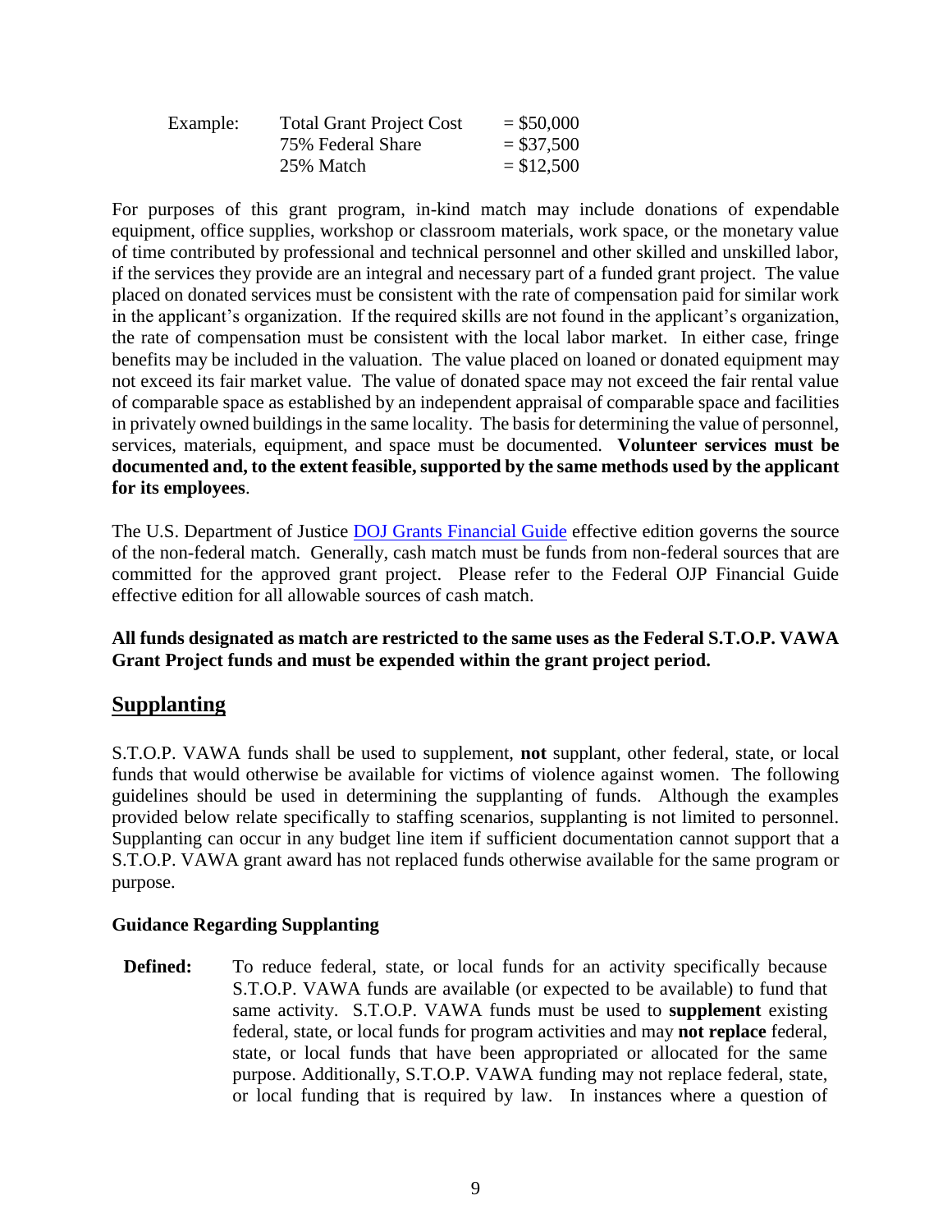| Example: | Total Grant Project Cost | = $50,000 |
| --- | --- | --- |
| | 75% Federal Share | = $37,500 |
| | 25% Match | = $12,500 |

For purposes of this grant program, in-kind match may include donations of expendable equipment, office supplies, workshop or classroom materials, work space, or the monetary value of time contributed by professional and technical personnel and other skilled and unskilled labor, if the services they provide are an integral and necessary part of a funded grant project. The value placed on donated services must be consistent with the rate of compensation paid for similar work in the applicant's organization. If the required skills are not found in the applicant's organization, the rate of compensation must be consistent with the local labor market. In either case, fringe benefits may be included in the valuation. The value placed on loaned or donated equipment may not exceed its fair market value. The value of donated space may not exceed the fair rental value of comparable space as established by an independent appraisal of comparable space and facilities in privately owned buildings in the same locality. The basis for determining the value of personnel, services, materials, equipment, and space must be documented. **Volunteer services must be documented and, to the extent feasible, supported by the same methods used by the applicant for its employees**.

The U.S. Department of Justice [DOJ Grants Financial Guide]() effective edition governs the source of the non-federal match. Generally, cash match must be funds from non-federal sources that are committed for the approved grant project. Please refer to the Federal OJP Financial Guide effective edition for all allowable sources of cash match.

**All funds designated as match are restricted to the same uses as the Federal S.T.O.P. VAWA Grant Project funds and must be expended within the grant project period.**

## Supplanting

S.T.O.P. VAWA funds shall be used to supplement, **not** supplant, other federal, state, or local funds that would otherwise be available for victims of violence against women. The following guidelines should be used in determining the supplanting of funds. Although the examples provided below relate specifically to staffing scenarios, supplanting is not limited to personnel. Supplanting can occur in any budget line item if sufficient documentation cannot support that a S.T.O.P. VAWA grant award has not replaced funds otherwise available for the same program or purpose.

**Guidance Regarding Supplanting**

**Defined:** To reduce federal, state, or local funds for an activity specifically because S.T.O.P. VAWA funds are available (or expected to be available) to fund that same activity. S.T.O.P. VAWA funds must be used to **supplement** existing federal, state, or local funds for program activities and may **not replace** federal, state, or local funds that have been appropriated or allocated for the same purpose. Additionally, S.T.O.P. VAWA funding may not replace federal, state, or local funding that is required by law. In instances where a question of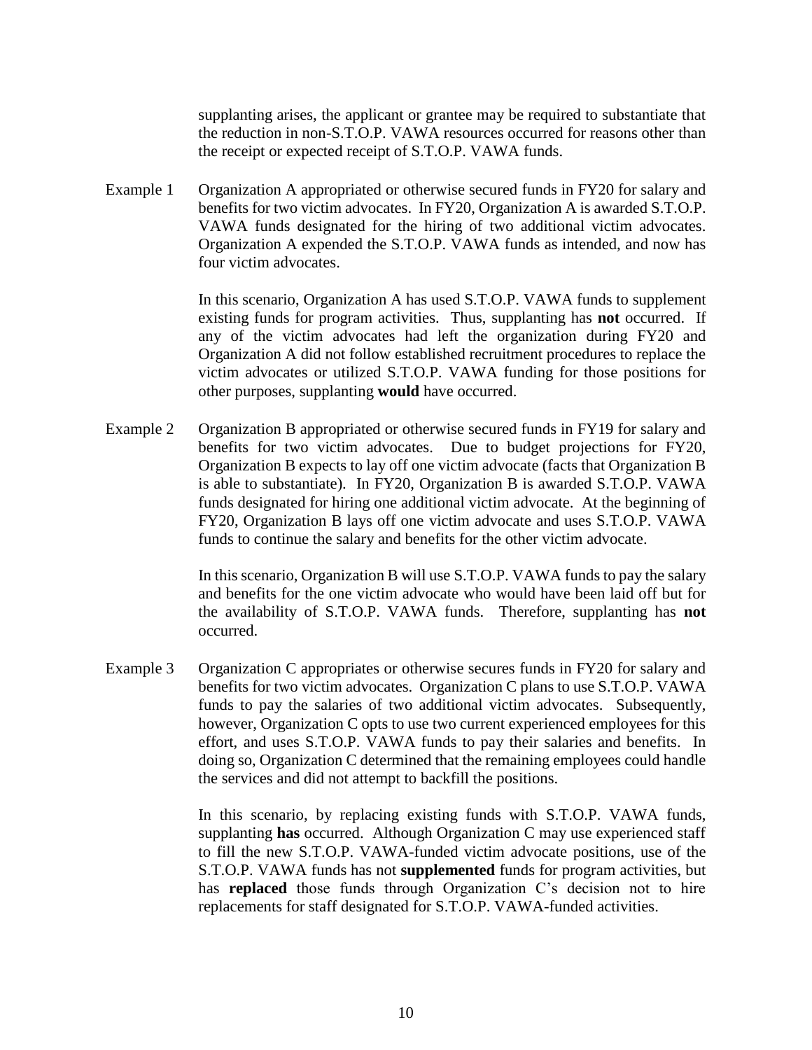supplanting arises, the applicant or grantee may be required to substantiate that the reduction in non-S.T.O.P. VAWA resources occurred for reasons other than the receipt or expected receipt of S.T.O.P. VAWA funds.

Example 1 Organization A appropriated or otherwise secured funds in FY20 for salary and benefits for two victim advocates. In FY20, Organization A is awarded S.T.O.P. VAWA funds designated for the hiring of two additional victim advocates. Organization A expended the S.T.O.P. VAWA funds as intended, and now has four victim advocates.

In this scenario, Organization A has used S.T.O.P. VAWA funds to supplement existing funds for program activities. Thus, supplanting has **not** occurred. If any of the victim advocates had left the organization during FY20 and Organization A did not follow established recruitment procedures to replace the victim advocates or utilized S.T.O.P. VAWA funding for those positions for other purposes, supplanting **would** have occurred.

Example 2 Organization B appropriated or otherwise secured funds in FY19 for salary and benefits for two victim advocates. Due to budget projections for FY20, Organization B expects to lay off one victim advocate (facts that Organization B is able to substantiate). In FY20, Organization B is awarded S.T.O.P. VAWA funds designated for hiring one additional victim advocate. At the beginning of FY20, Organization B lays off one victim advocate and uses S.T.O.P. VAWA funds to continue the salary and benefits for the other victim advocate.

In this scenario, Organization B will use S.T.O.P. VAWA funds to pay the salary and benefits for the one victim advocate who would have been laid off but for the availability of S.T.O.P. VAWA funds. Therefore, supplanting has **not** occurred.

Example 3 Organization C appropriates or otherwise secures funds in FY20 for salary and benefits for two victim advocates. Organization C plans to use S.T.O.P. VAWA funds to pay the salaries of two additional victim advocates. Subsequently, however, Organization C opts to use two current experienced employees for this effort, and uses S.T.O.P. VAWA funds to pay their salaries and benefits. In doing so, Organization C determined that the remaining employees could handle the services and did not attempt to backfill the positions.

In this scenario, by replacing existing funds with S.T.O.P. VAWA funds, supplanting **has** occurred. Although Organization C may use experienced staff to fill the new S.T.O.P. VAWA-funded victim advocate positions, use of the S.T.O.P. VAWA funds has not **supplemented** funds for program activities, but has **replaced** those funds through Organization C's decision not to hire replacements for staff designated for S.T.O.P. VAWA-funded activities.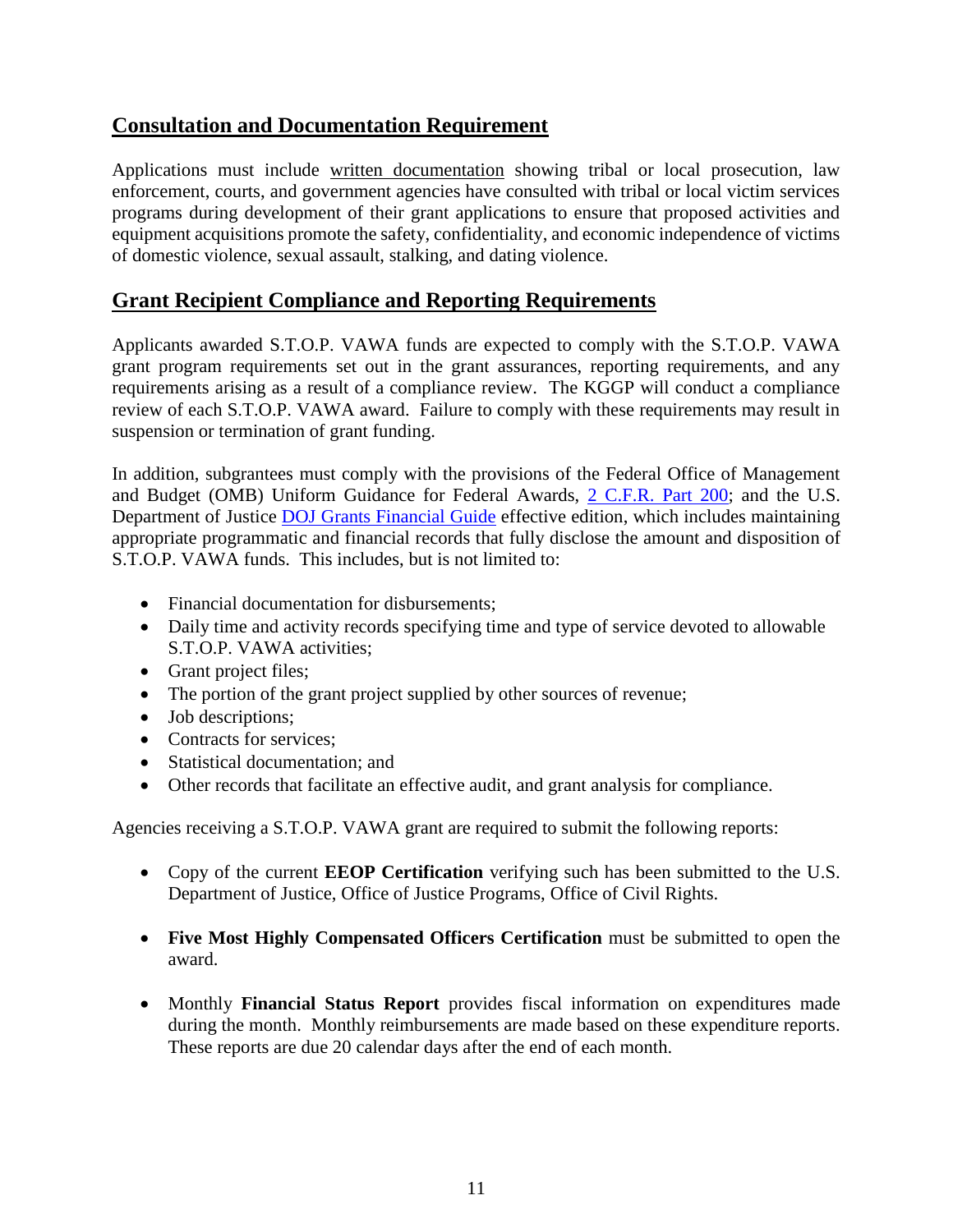## Consultation and Documentation Requirement

Applications must include written documentation showing tribal or local prosecution, law enforcement, courts, and government agencies have consulted with tribal or local victim services programs during development of their grant applications to ensure that proposed activities and equipment acquisitions promote the safety, confidentiality, and economic independence of victims of domestic violence, sexual assault, stalking, and dating violence.

## Grant Recipient Compliance and Reporting Requirements

Applicants awarded S.T.O.P. VAWA funds are expected to comply with the S.T.O.P. VAWA grant program requirements set out in the grant assurances, reporting requirements, and any requirements arising as a result of a compliance review. The KGGP will conduct a compliance review of each S.T.O.P. VAWA award. Failure to comply with these requirements may result in suspension or termination of grant funding.

In addition, subgrantees must comply with the provisions of the Federal Office of Management and Budget (OMB) Uniform Guidance for Federal Awards, 2 C.F.R. Part 200; and the U.S. Department of Justice DOJ Grants Financial Guide effective edition, which includes maintaining appropriate programmatic and financial records that fully disclose the amount and disposition of S.T.O.P. VAWA funds. This includes, but is not limited to:

- Financial documentation for disbursements;
- Daily time and activity records specifying time and type of service devoted to allowable S.T.O.P. VAWA activities;
- Grant project files;
- The portion of the grant project supplied by other sources of revenue;
- Job descriptions;
- Contracts for services;
- Statistical documentation; and
- Other records that facilitate an effective audit, and grant analysis for compliance.

Agencies receiving a S.T.O.P. VAWA grant are required to submit the following reports:

- Copy of the current **EEOP Certification** verifying such has been submitted to the U.S. Department of Justice, Office of Justice Programs, Office of Civil Rights.

- **Five Most Highly Compensated Officers Certification** must be submitted to open the award.

- Monthly **Financial Status Report** provides fiscal information on expenditures made during the month. Monthly reimbursements are made based on these expenditure reports. These reports are due 20 calendar days after the end of each month.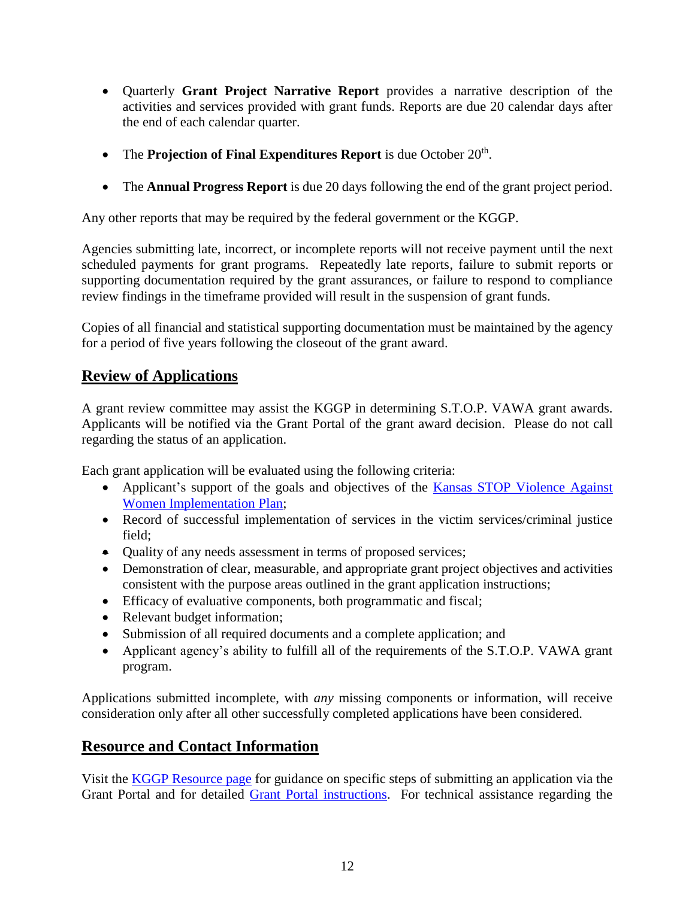- Quarterly **Grant Project Narrative Report** provides a narrative description of the activities and services provided with grant funds. Reports are due 20 calendar days after the end of each calendar quarter.

- The **Projection of Final Expenditures Report** is due October 20th.

- The **Annual Progress Report** is due 20 days following the end of the grant project period.

Any other reports that may be required by the federal government or the KGGP.

Agencies submitting late, incorrect, or incomplete reports will not receive payment until the next scheduled payments for grant programs. Repeatedly late reports, failure to submit reports or supporting documentation required by the grant assurances, or failure to respond to compliance review findings in the timeframe provided will result in the suspension of grant funds.

Copies of all financial and statistical supporting documentation must be maintained by the agency for a period of five years following the closeout of the grant award.

## Review of Applications

A grant review committee may assist the KGGP in determining S.T.O.P. VAWA grant awards. Applicants will be notified via the Grant Portal of the grant award decision. Please do not call regarding the status of an application.

Each grant application will be evaluated using the following criteria:

- Applicant's support of the goals and objectives of the [Kansas STOP Violence Against Women Implementation Plan](#);
- Record of successful implementation of services in the victim services/criminal justice field;
- Quality of any needs assessment in terms of proposed services;
- Demonstration of clear, measurable, and appropriate grant project objectives and activities consistent with the purpose areas outlined in the grant application instructions;
- Efficacy of evaluative components, both programmatic and fiscal;
- Relevant budget information;
- Submission of all required documents and a complete application; and
- Applicant agency's ability to fulfill all of the requirements of the S.T.O.P. VAWA grant program.

Applications submitted incomplete, with *any* missing components or information, will receive consideration only after all other successfully completed applications have been considered.

## Resource and Contact Information

Visit the [KGGP Resource page](#) for guidance on specific steps of submitting an application via the Grant Portal and for detailed [Grant Portal instructions](#). For technical assistance regarding the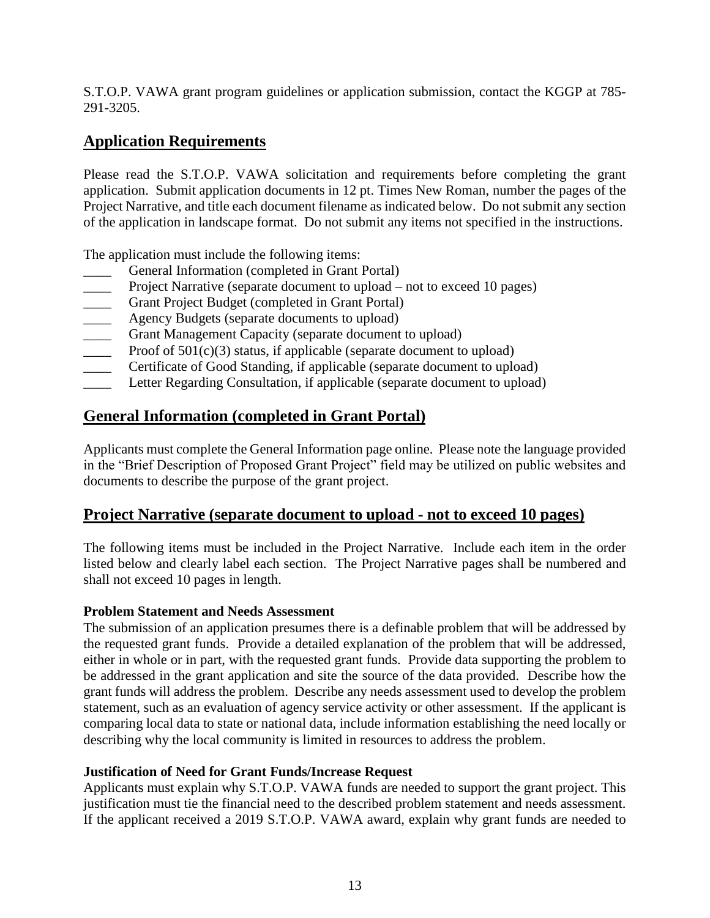S.T.O.P. VAWA grant program guidelines or application submission, contact the KGGP at 785-291-3205.

## Application Requirements

Please read the S.T.O.P. VAWA solicitation and requirements before completing the grant application. Submit application documents in 12 pt. Times New Roman, number the pages of the Project Narrative, and title each document filename as indicated below. Do not submit any section of the application in landscape format. Do not submit any items not specified in the instructions.

The application must include the following items:

\_\_\_\_ General Information (completed in Grant Portal)
\_\_\_\_ Project Narrative (separate document to upload – not to exceed 10 pages)
\_\_\_\_ Grant Project Budget (completed in Grant Portal)
\_\_\_\_ Agency Budgets (separate documents to upload)
\_\_\_\_ Grant Management Capacity (separate document to upload)
\_\_\_\_ Proof of 501(c)(3) status, if applicable (separate document to upload)
\_\_\_\_ Certificate of Good Standing, if applicable (separate document to upload)
\_\_\_\_ Letter Regarding Consultation, if applicable (separate document to upload)

## General Information (completed in Grant Portal)

Applicants must complete the General Information page online. Please note the language provided in the "Brief Description of Proposed Grant Project" field may be utilized on public websites and documents to describe the purpose of the grant project.

## Project Narrative (separate document to upload - not to exceed 10 pages)

The following items must be included in the Project Narrative. Include each item in the order listed below and clearly label each section. The Project Narrative pages shall be numbered and shall not exceed 10 pages in length.

**Problem Statement and Needs Assessment**

The submission of an application presumes there is a definable problem that will be addressed by the requested grant funds. Provide a detailed explanation of the problem that will be addressed, either in whole or in part, with the requested grant funds. Provide data supporting the problem to be addressed in the grant application and site the source of the data provided. Describe how the grant funds will address the problem. Describe any needs assessment used to develop the problem statement, such as an evaluation of agency service activity or other assessment. If the applicant is comparing local data to state or national data, include information establishing the need locally or describing why the local community is limited in resources to address the problem.

**Justification of Need for Grant Funds/Increase Request**

Applicants must explain why S.T.O.P. VAWA funds are needed to support the grant project. This justification must tie the financial need to the described problem statement and needs assessment. If the applicant received a 2019 S.T.O.P. VAWA award, explain why grant funds are needed to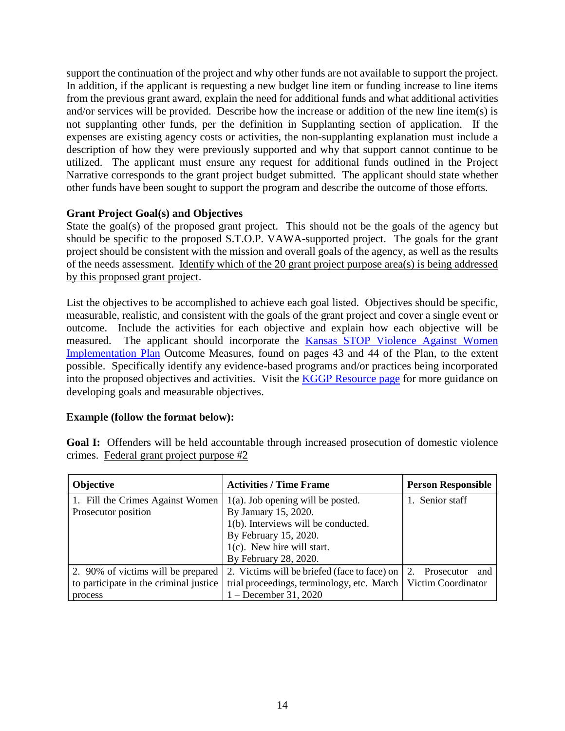support the continuation of the project and why other funds are not available to support the project. In addition, if the applicant is requesting a new budget line item or funding increase to line items from the previous grant award, explain the need for additional funds and what additional activities and/or services will be provided. Describe how the increase or addition of the new line item(s) is not supplanting other funds, per the definition in Supplanting section of application. If the expenses are existing agency costs or activities, the non-supplanting explanation must include a description of how they were previously supported and why that support cannot continue to be utilized. The applicant must ensure any request for additional funds outlined in the Project Narrative corresponds to the grant project budget submitted. The applicant should state whether other funds have been sought to support the program and describe the outcome of those efforts.

**Grant Project Goal(s) and Objectives**

State the goal(s) of the proposed grant project. This should not be the goals of the agency but should be specific to the proposed S.T.O.P. VAWA-supported project. The goals for the grant project should be consistent with the mission and overall goals of the agency, as well as the results of the needs assessment. Identify which of the 20 grant project purpose area(s) is being addressed by this proposed grant project.

List the objectives to be accomplished to achieve each goal listed. Objectives should be specific, measurable, realistic, and consistent with the goals of the grant project and cover a single event or outcome. Include the activities for each objective and explain how each objective will be measured. The applicant should incorporate the Kansas STOP Violence Against Women Implementation Plan Outcome Measures, found on pages 43 and 44 of the Plan, to the extent possible. Specifically identify any evidence-based programs and/or practices being incorporated into the proposed objectives and activities. Visit the KGGP Resource page for more guidance on developing goals and measurable objectives.

**Example (follow the format below):**

**Goal I:** Offenders will be held accountable through increased prosecution of domestic violence crimes. Federal grant project purpose #2

| Objective | Activities / Time Frame | Person Responsible |
|---|---|---|
| 1. Fill the Crimes Against Women Prosecutor position | 1(a). Job opening will be posted. By January 15, 2020.<br>1(b). Interviews will be conducted. By February 15, 2020.<br>1(c). New hire will start. By February 28, 2020. | 1. Senior staff |
| 2. 90% of victims will be prepared to participate in the criminal justice process | 2. Victims will be briefed (face to face) on trial proceedings, terminology, etc. March 1 – December 31, 2020 | 2. Prosecutor and Victim Coordinator |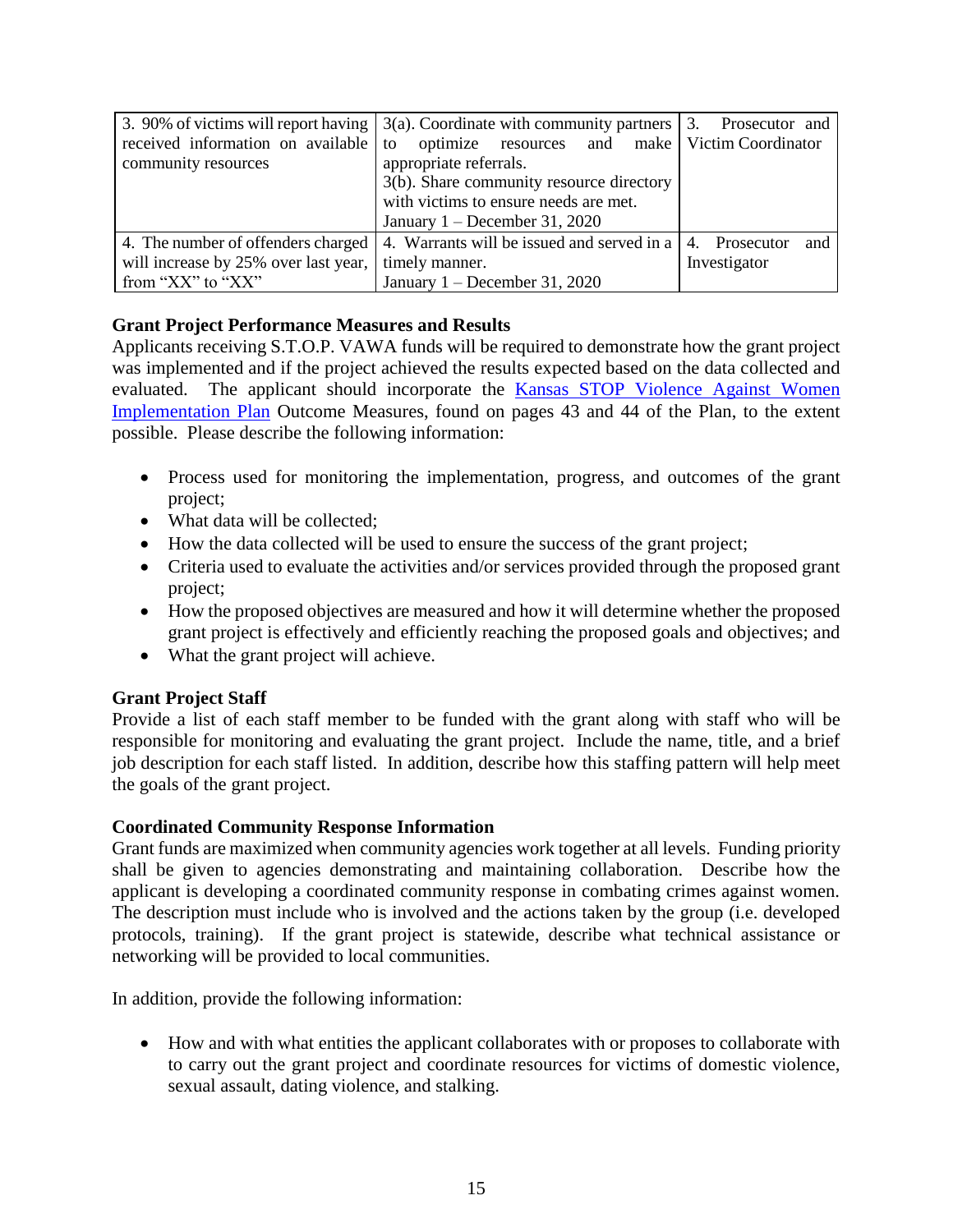| 3. 90% of victims will report having received information on available community resources | 3(a). Coordinate with community partners to optimize resources and make appropriate referrals.<br>3(b). Share community resource directory with victims to ensure needs are met.<br>January 1 – December 31, 2020 | 3. Prosecutor and Victim Coordinator |
|---|---|---|
| 4. The number of offenders charged will increase by 25% over last year, from "XX" to "XX" | 4. Warrants will be issued and served in a timely manner.<br>January 1 – December 31, 2020 | 4. Prosecutor and Investigator |

**Grant Project Performance Measures and Results**

Applicants receiving S.T.O.P. VAWA funds will be required to demonstrate how the grant project was implemented and if the project achieved the results expected based on the data collected and evaluated. The applicant should incorporate the Kansas STOP Violence Against Women Implementation Plan Outcome Measures, found on pages 43 and 44 of the Plan, to the extent possible. Please describe the following information:

- Process used for monitoring the implementation, progress, and outcomes of the grant project;
- What data will be collected;
- How the data collected will be used to ensure the success of the grant project;
- Criteria used to evaluate the activities and/or services provided through the proposed grant project;
- How the proposed objectives are measured and how it will determine whether the proposed grant project is effectively and efficiently reaching the proposed goals and objectives; and
- What the grant project will achieve.

**Grant Project Staff**

Provide a list of each staff member to be funded with the grant along with staff who will be responsible for monitoring and evaluating the grant project. Include the name, title, and a brief job description for each staff listed. In addition, describe how this staffing pattern will help meet the goals of the grant project.

**Coordinated Community Response Information**

Grant funds are maximized when community agencies work together at all levels. Funding priority shall be given to agencies demonstrating and maintaining collaboration. Describe how the applicant is developing a coordinated community response in combating crimes against women. The description must include who is involved and the actions taken by the group (i.e. developed protocols, training). If the grant project is statewide, describe what technical assistance or networking will be provided to local communities.

In addition, provide the following information:

- How and with what entities the applicant collaborates with or proposes to collaborate with to carry out the grant project and coordinate resources for victims of domestic violence, sexual assault, dating violence, and stalking.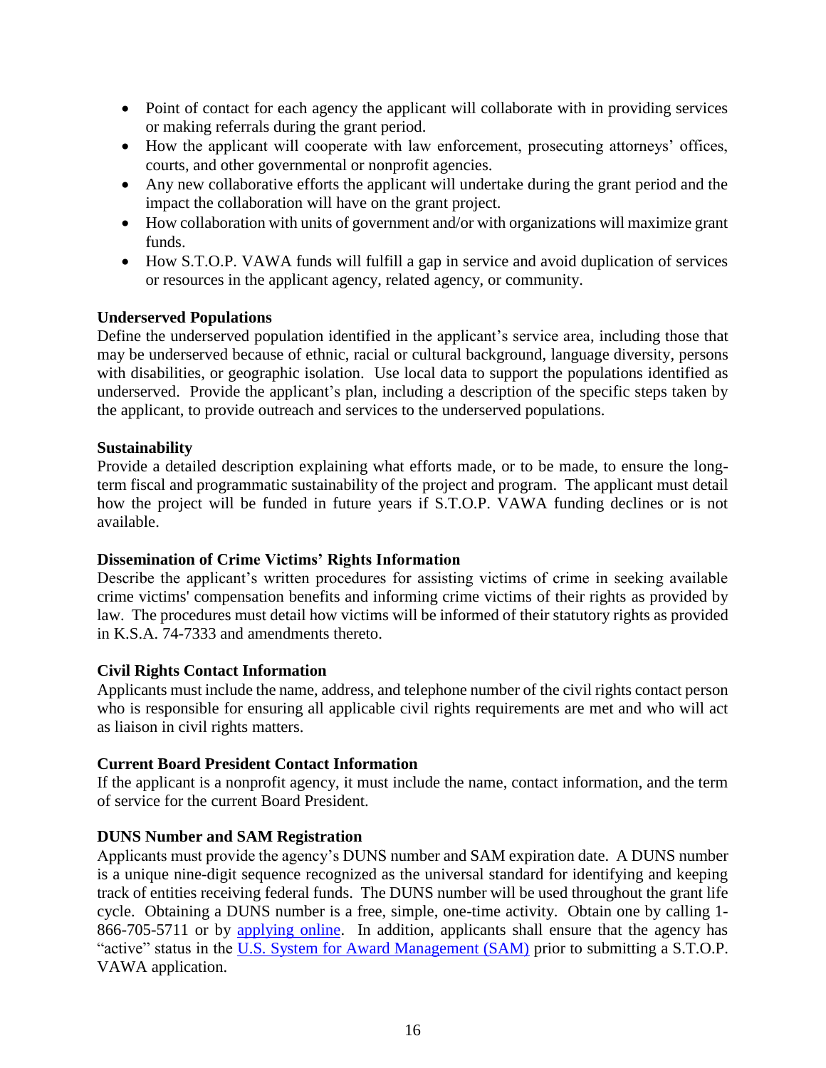- Point of contact for each agency the applicant will collaborate with in providing services or making referrals during the grant period.
- How the applicant will cooperate with law enforcement, prosecuting attorneys' offices, courts, and other governmental or nonprofit agencies.
- Any new collaborative efforts the applicant will undertake during the grant period and the impact the collaboration will have on the grant project.
- How collaboration with units of government and/or with organizations will maximize grant funds.
- How S.T.O.P. VAWA funds will fulfill a gap in service and avoid duplication of services or resources in the applicant agency, related agency, or community.

**Underserved Populations**
Define the underserved population identified in the applicant's service area, including those that may be underserved because of ethnic, racial or cultural background, language diversity, persons with disabilities, or geographic isolation. Use local data to support the populations identified as underserved. Provide the applicant's plan, including a description of the specific steps taken by the applicant, to provide outreach and services to the underserved populations.

**Sustainability**
Provide a detailed description explaining what efforts made, or to be made, to ensure the long-term fiscal and programmatic sustainability of the project and program. The applicant must detail how the project will be funded in future years if S.T.O.P. VAWA funding declines or is not available.

**Dissemination of Crime Victims' Rights Information**
Describe the applicant's written procedures for assisting victims of crime in seeking available crime victims' compensation benefits and informing crime victims of their rights as provided by law. The procedures must detail how victims will be informed of their statutory rights as provided in K.S.A. 74-7333 and amendments thereto.

**Civil Rights Contact Information**
Applicants must include the name, address, and telephone number of the civil rights contact person who is responsible for ensuring all applicable civil rights requirements are met and who will act as liaison in civil rights matters.

**Current Board President Contact Information**
If the applicant is a nonprofit agency, it must include the name, contact information, and the term of service for the current Board President.

**DUNS Number and SAM Registration**
Applicants must provide the agency's DUNS number and SAM expiration date. A DUNS number is a unique nine-digit sequence recognized as the universal standard for identifying and keeping track of entities receiving federal funds. The DUNS number will be used throughout the grant life cycle. Obtaining a DUNS number is a free, simple, one-time activity. Obtain one by calling 1-866-705-5711 or by applying online. In addition, applicants shall ensure that the agency has "active" status in the U.S. System for Award Management (SAM) prior to submitting a S.T.O.P. VAWA application.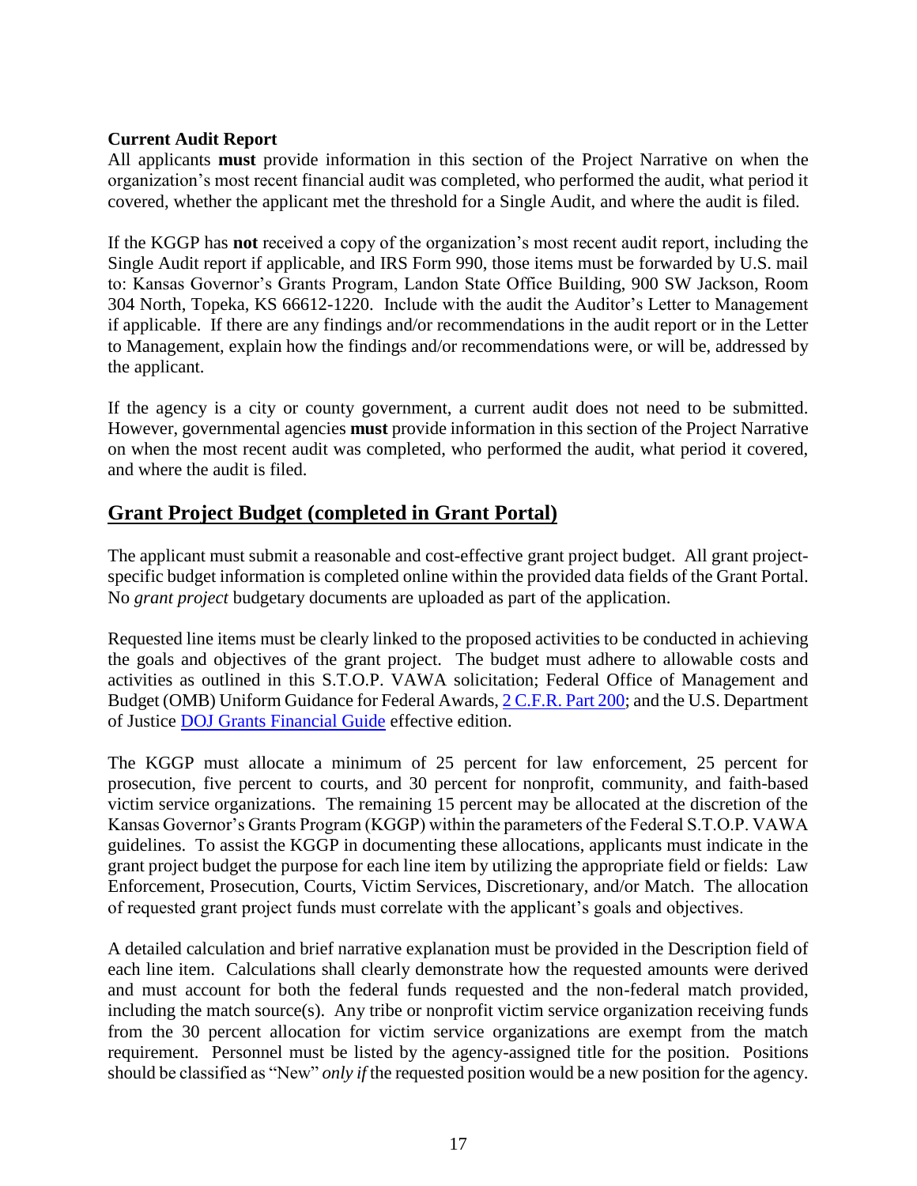**Current Audit Report**

All applicants **must** provide information in this section of the Project Narrative on when the organization's most recent financial audit was completed, who performed the audit, what period it covered, whether the applicant met the threshold for a Single Audit, and where the audit is filed.

If the KGGP has **not** received a copy of the organization's most recent audit report, including the Single Audit report if applicable, and IRS Form 990, those items must be forwarded by U.S. mail to: Kansas Governor's Grants Program, Landon State Office Building, 900 SW Jackson, Room 304 North, Topeka, KS 66612-1220. Include with the audit the Auditor's Letter to Management if applicable. If there are any findings and/or recommendations in the audit report or in the Letter to Management, explain how the findings and/or recommendations were, or will be, addressed by the applicant.

If the agency is a city or county government, a current audit does not need to be submitted. However, governmental agencies **must** provide information in this section of the Project Narrative on when the most recent audit was completed, who performed the audit, what period it covered, and where the audit is filed.

## Grant Project Budget (completed in Grant Portal)

The applicant must submit a reasonable and cost-effective grant project budget. All grant project-specific budget information is completed online within the provided data fields of the Grant Portal. No *grant project* budgetary documents are uploaded as part of the application.

Requested line items must be clearly linked to the proposed activities to be conducted in achieving the goals and objectives of the grant project. The budget must adhere to allowable costs and activities as outlined in this S.T.O.P. VAWA solicitation; Federal Office of Management and Budget (OMB) Uniform Guidance for Federal Awards, 2 C.F.R. Part 200; and the U.S. Department of Justice DOJ Grants Financial Guide effective edition.

The KGGP must allocate a minimum of 25 percent for law enforcement, 25 percent for prosecution, five percent to courts, and 30 percent for nonprofit, community, and faith-based victim service organizations. The remaining 15 percent may be allocated at the discretion of the Kansas Governor's Grants Program (KGGP) within the parameters of the Federal S.T.O.P. VAWA guidelines. To assist the KGGP in documenting these allocations, applicants must indicate in the grant project budget the purpose for each line item by utilizing the appropriate field or fields: Law Enforcement, Prosecution, Courts, Victim Services, Discretionary, and/or Match. The allocation of requested grant project funds must correlate with the applicant's goals and objectives.

A detailed calculation and brief narrative explanation must be provided in the Description field of each line item. Calculations shall clearly demonstrate how the requested amounts were derived and must account for both the federal funds requested and the non-federal match provided, including the match source(s). Any tribe or nonprofit victim service organization receiving funds from the 30 percent allocation for victim service organizations are exempt from the match requirement. Personnel must be listed by the agency-assigned title for the position. Positions should be classified as "New" *only if* the requested position would be a new position for the agency.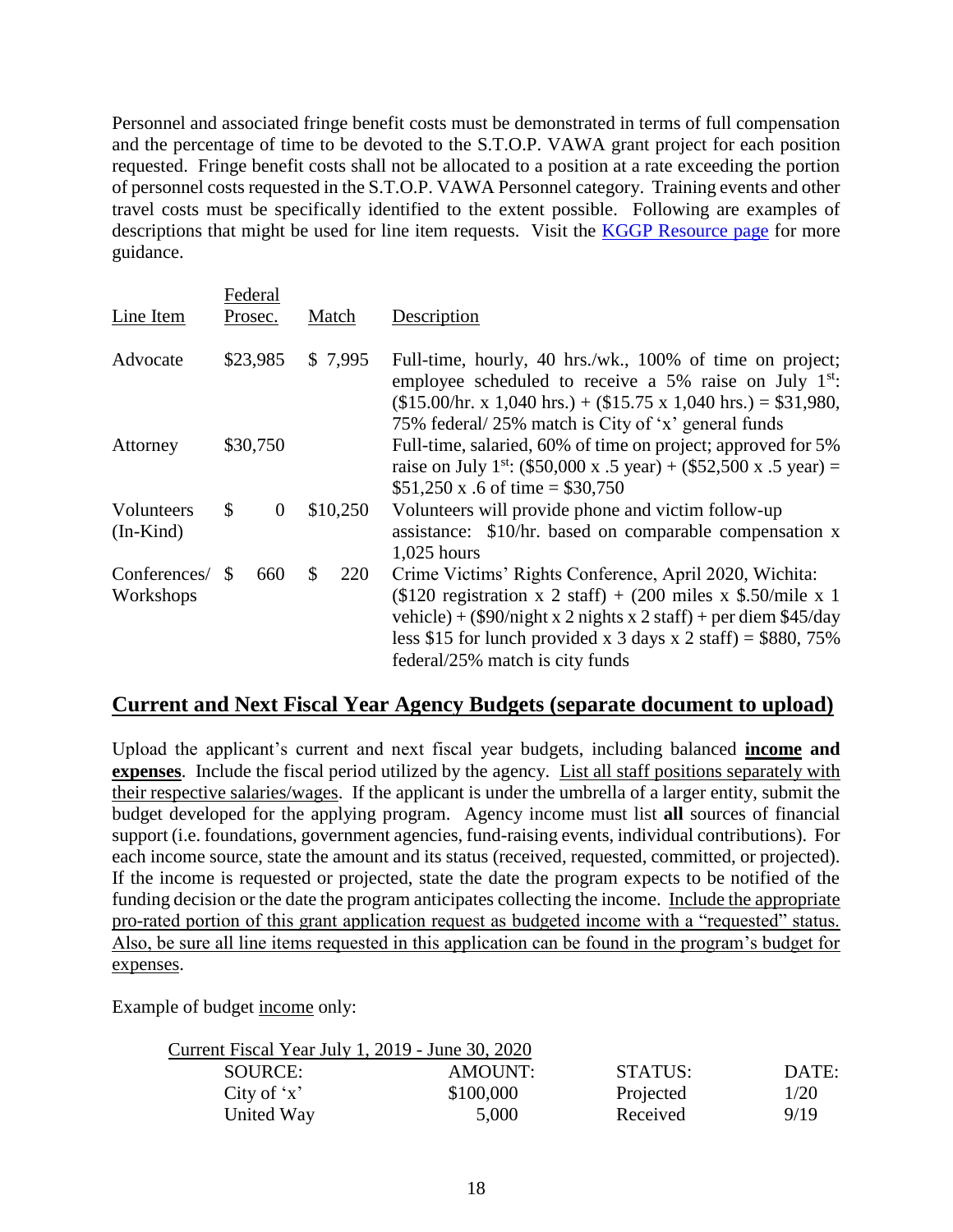Personnel and associated fringe benefit costs must be demonstrated in terms of full compensation and the percentage of time to be devoted to the S.T.O.P. VAWA grant project for each position requested. Fringe benefit costs shall not be allocated to a position at a rate exceeding the portion of personnel costs requested in the S.T.O.P. VAWA Personnel category. Training events and other travel costs must be specifically identified to the extent possible. Following are examples of descriptions that might be used for line item requests. Visit the [KGGP Resource page] for more guidance.

| Line Item | Federal Prosec. | Match | Description |
|---|---|---|---|
| Advocate | \$23,985 | \$ 7,995 | Full-time, hourly, 40 hrs./wk., 100% of time on project; employee scheduled to receive a 5% raise on July 1st: (\$15.00/hr. x 1,040 hrs.) + (\$15.75 x 1,040 hrs.) = \$31,980, 75% federal/ 25% match is City of 'x' general funds |
| Attorney | \$30,750 | | Full-time, salaried, 60% of time on project; approved for 5% raise on July 1st: (\$50,000 x .5 year) + (\$52,500 x .5 year) = \$51,250 x .6 of time = \$30,750 |
| Volunteers (In-Kind) | \$ 0 | \$10,250 | Volunteers will provide phone and victim follow-up assistance: \$10/hr. based on comparable compensation x 1,025 hours |
| Conferences/ Workshops | \$ 660 | \$ 220 | Crime Victims' Rights Conference, April 2020, Wichita: (\$120 registration x 2 staff) + (200 miles x \$.50/mile x 1 vehicle) + (\$90/night x 2 nights x 2 staff) + per diem \$45/day less \$15 for lunch provided x 3 days x 2 staff) = \$880, 75% federal/25% match is city funds |

## Current and Next Fiscal Year Agency Budgets (separate document to upload)

Upload the applicant's current and next fiscal year budgets, including balanced **income and expenses**. Include the fiscal period utilized by the agency. List all staff positions separately with their respective salaries/wages. If the applicant is under the umbrella of a larger entity, submit the budget developed for the applying program. Agency income must list **all** sources of financial support (i.e. foundations, government agencies, fund-raising events, individual contributions). For each income source, state the amount and its status (received, requested, committed, or projected). If the income is requested or projected, state the date the program expects to be notified of the funding decision or the date the program anticipates collecting the income. Include the appropriate pro-rated portion of this grant application request as budgeted income with a "requested" status. Also, be sure all line items requested in this application can be found in the program's budget for expenses.

Example of budget income only:

Current Fiscal Year July 1, 2019 - June 30, 2020

| SOURCE: | AMOUNT: | STATUS: | DATE: |
|---|---|---|---|
| City of 'x' | \$100,000 | Projected | 1/20 |
| United Way | 5,000 | Received | 9/19 |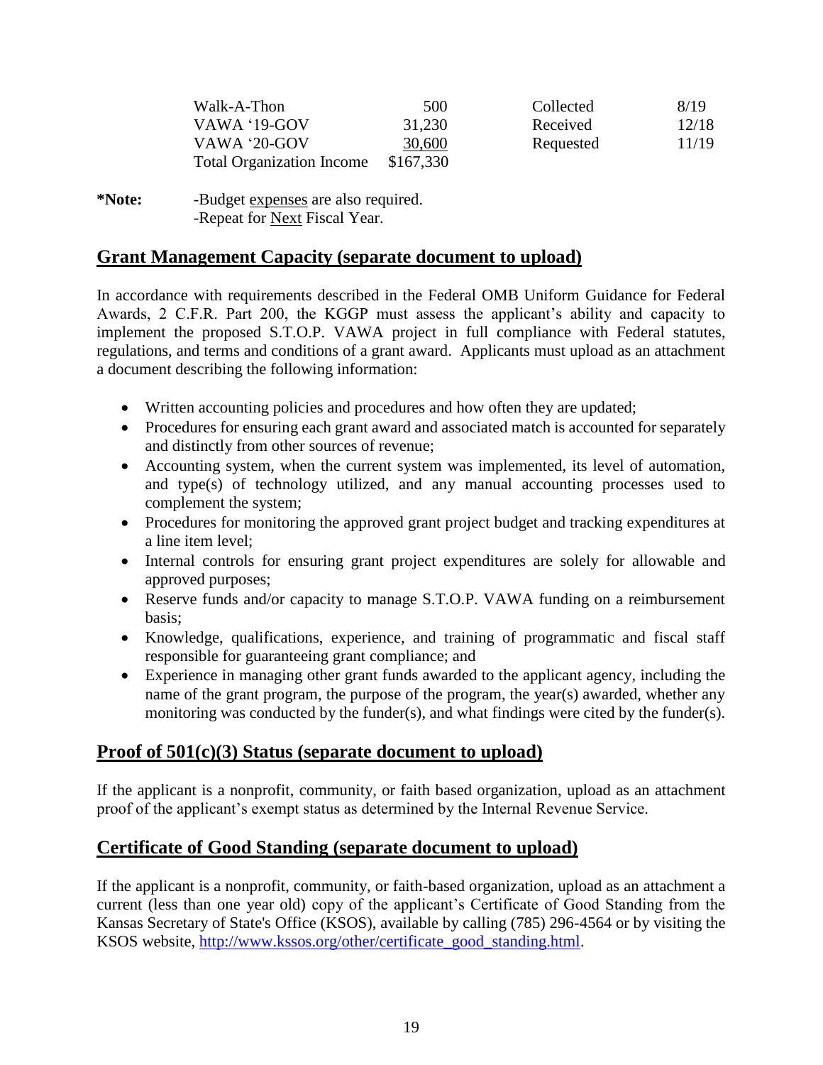| | | | |
|---|---|---|---|
| Walk-A-Thon | 500 | Collected | 8/19 |
| VAWA '19-GOV | 31,230 | Received | 12/18 |
| VAWA '20-GOV | 30,600 | Requested | 11/19 |
| Total Organization Income | $167,330 | | |

**\*Note:** -Budget expenses are also required.
-Repeat for Next Fiscal Year.

## Grant Management Capacity (separate document to upload)

In accordance with requirements described in the Federal OMB Uniform Guidance for Federal Awards, 2 C.F.R. Part 200, the KGGP must assess the applicant's ability and capacity to implement the proposed S.T.O.P. VAWA project in full compliance with Federal statutes, regulations, and terms and conditions of a grant award. Applicants must upload as an attachment a document describing the following information:

- Written accounting policies and procedures and how often they are updated;
- Procedures for ensuring each grant award and associated match is accounted for separately and distinctly from other sources of revenue;
- Accounting system, when the current system was implemented, its level of automation, and type(s) of technology utilized, and any manual accounting processes used to complement the system;
- Procedures for monitoring the approved grant project budget and tracking expenditures at a line item level;
- Internal controls for ensuring grant project expenditures are solely for allowable and approved purposes;
- Reserve funds and/or capacity to manage S.T.O.P. VAWA funding on a reimbursement basis;
- Knowledge, qualifications, experience, and training of programmatic and fiscal staff responsible for guaranteeing grant compliance; and
- Experience in managing other grant funds awarded to the applicant agency, including the name of the grant program, the purpose of the program, the year(s) awarded, whether any monitoring was conducted by the funder(s), and what findings were cited by the funder(s).

## Proof of 501(c)(3) Status (separate document to upload)

If the applicant is a nonprofit, community, or faith based organization, upload as an attachment proof of the applicant's exempt status as determined by the Internal Revenue Service.

## Certificate of Good Standing (separate document to upload)

If the applicant is a nonprofit, community, or faith-based organization, upload as an attachment a current (less than one year old) copy of the applicant's Certificate of Good Standing from the Kansas Secretary of State's Office (KSOS), available by calling (785) 296-4564 or by visiting the KSOS website, http://www.kssos.org/other/certificate_good_standing.html.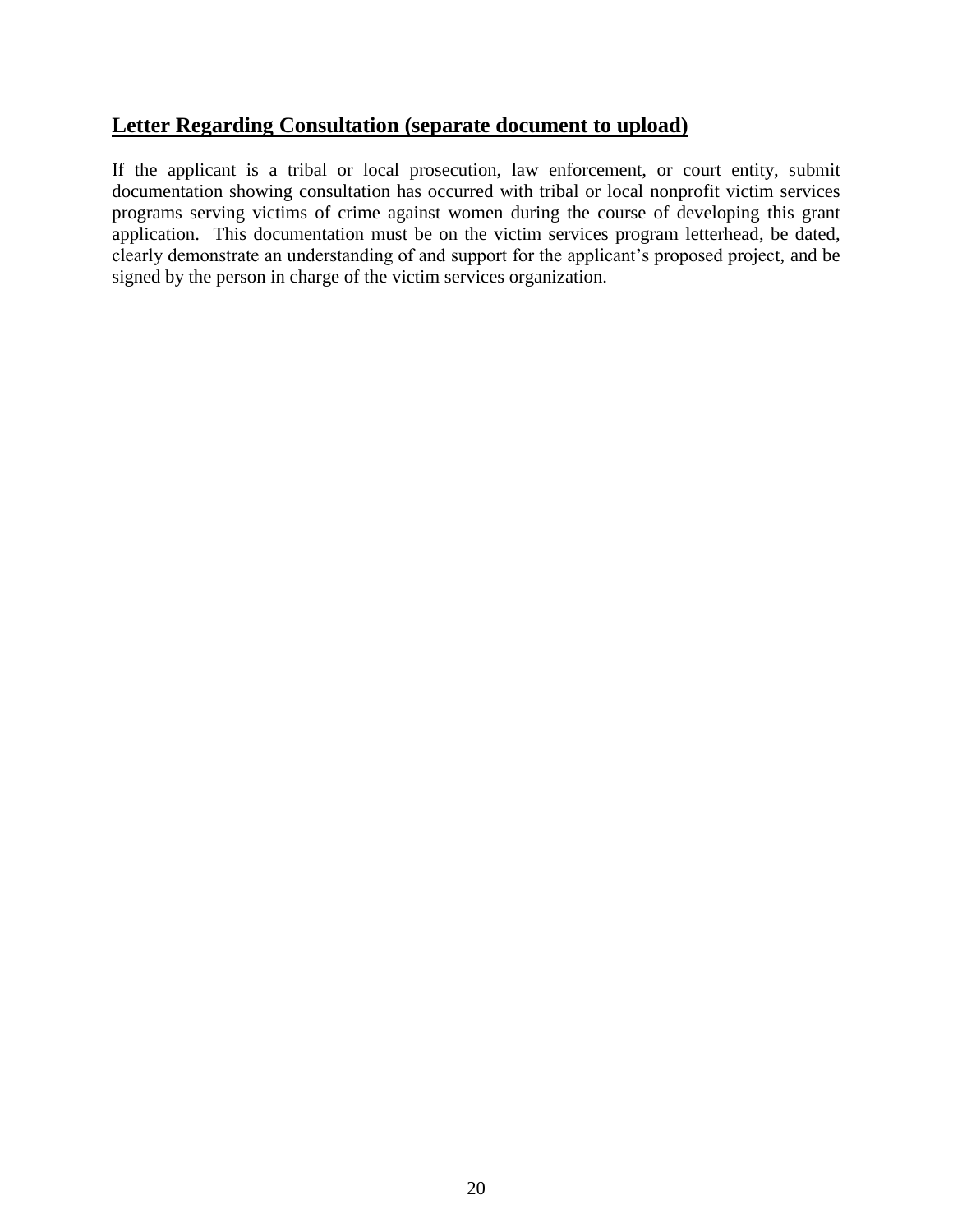## **Letter Regarding Consultation (separate document to upload)**

If the applicant is a tribal or local prosecution, law enforcement, or court entity, submit documentation showing consultation has occurred with tribal or local nonprofit victim services programs serving victims of crime against women during the course of developing this grant application. This documentation must be on the victim services program letterhead, be dated, clearly demonstrate an understanding of and support for the applicant's proposed project, and be signed by the person in charge of the victim services organization.